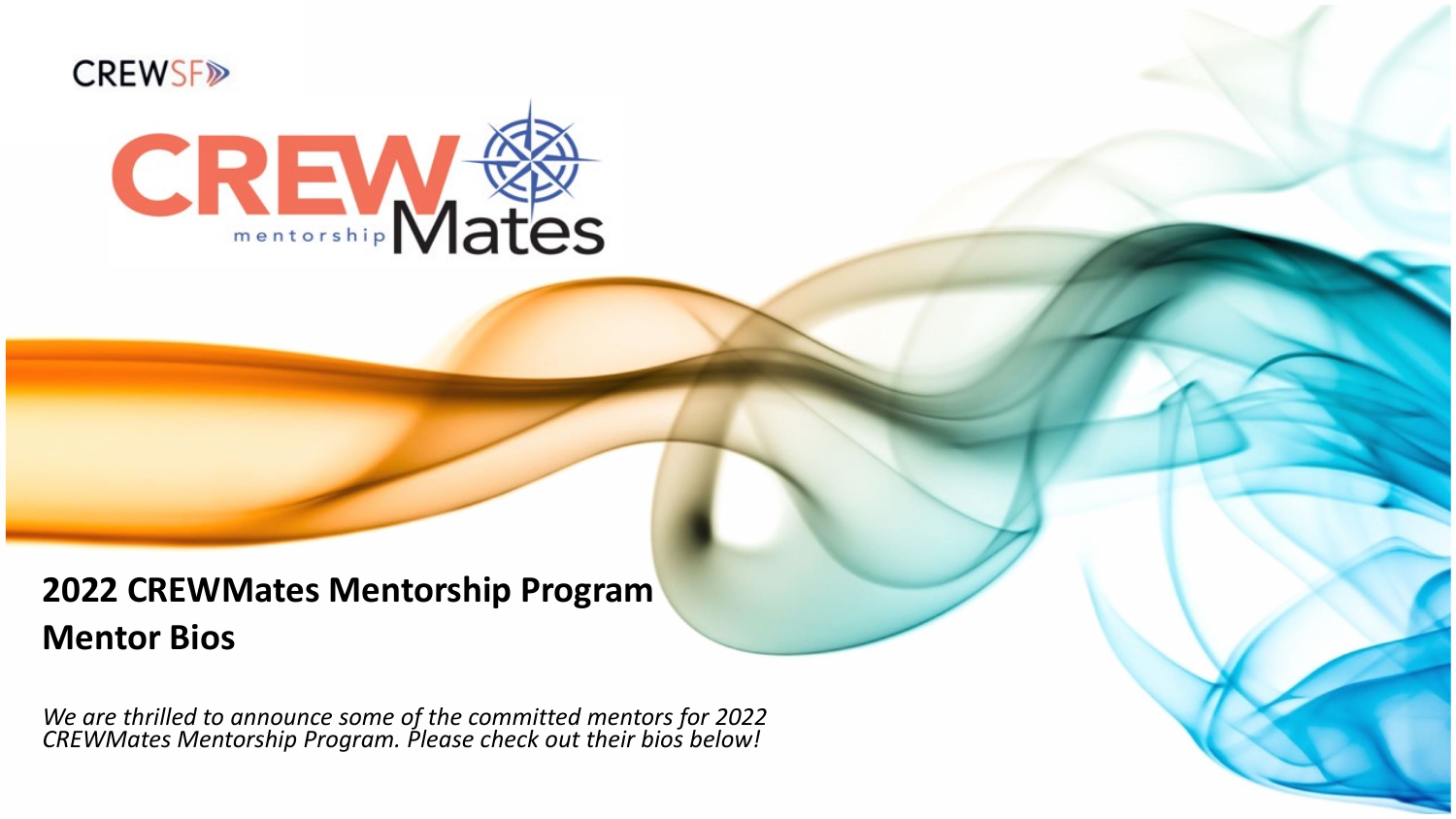CREWSF

CREW mentorship Mates

# 2022 CREWMates Mentorship Program Mentor Bios

*We are thrilled to announce some of the committed mentors for 2022 CREWMates Mentorship Program. Please check out their bios below!*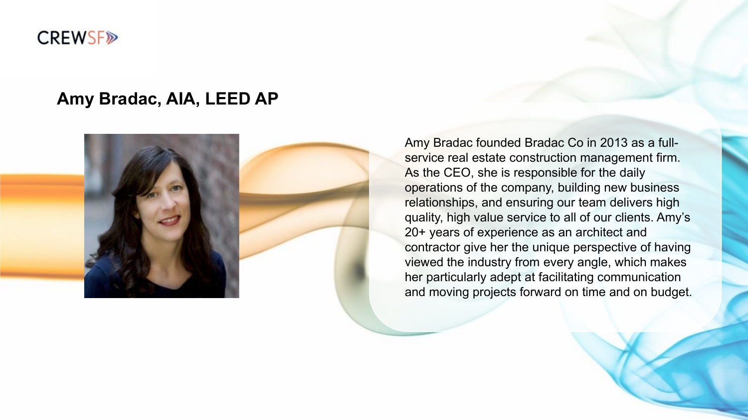## Amy Bradac, AIA, LEED AP

Amy Bradac founded Bradac Co in 2013 as a full-service real estate construction management firm. As the CEO, she is responsible for the daily operations of the company, building new business relationships, and ensuring our team delivers high quality, high value service to all of our clients. Amy's 20+ years of experience as an architect and contractor give her the unique perspective of having viewed the industry from every angle, which makes her particularly adept at facilitating communication and moving projects forward on time and on budget.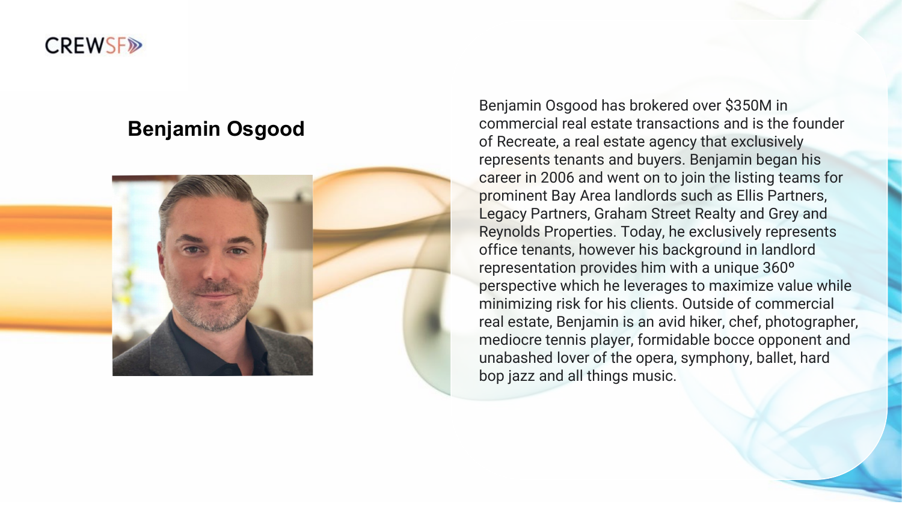CREWSF

## Benjamin Osgood

Benjamin Osgood has brokered over $350M in commercial real estate transactions and is the founder of Recreate, a real estate agency that exclusively represents tenants and buyers. Benjamin began his career in 2006 and went on to join the listing teams for prominent Bay Area landlords such as Ellis Partners, Legacy Partners, Graham Street Realty and Grey and Reynolds Properties. Today, he exclusively represents office tenants, however his background in landlord representation provides him with a unique 360º perspective which he leverages to maximize value while minimizing risk for his clients. Outside of commercial real estate, Benjamin is an avid hiker, chef, photographer, mediocre tennis player, formidable bocce opponent and unabashed lover of the opera, symphony, ballet, hard bop jazz and all things music.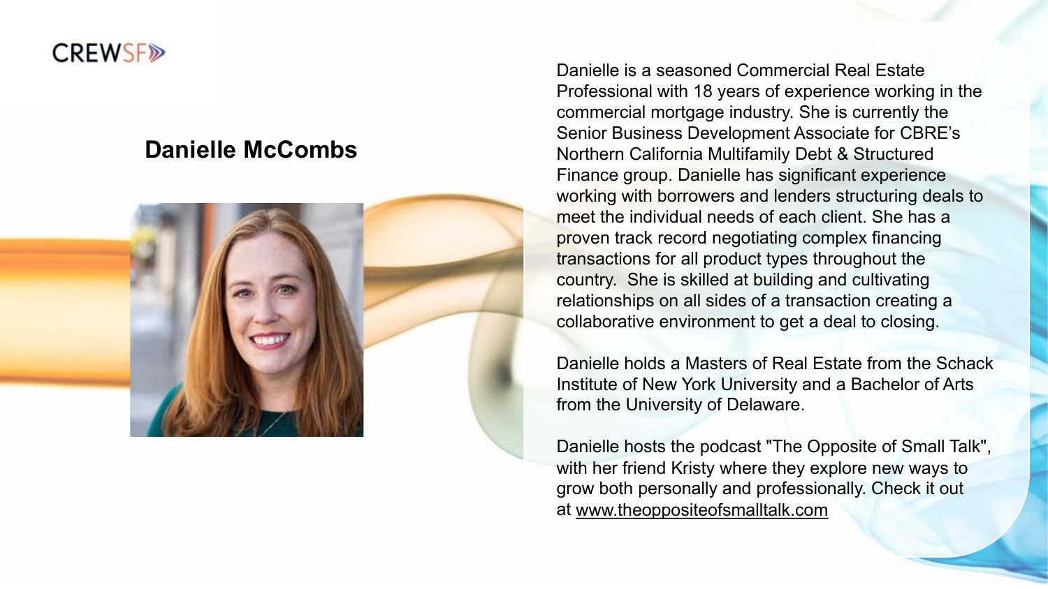CREWSF

## Danielle McCombs

Danielle is a seasoned Commercial Real Estate Professional with 18 years of experience working in the commercial mortgage industry. She is currently the Senior Business Development Associate for CBRE's Northern California Multifamily Debt & Structured Finance group. Danielle has significant experience working with borrowers and lenders structuring deals to meet the individual needs of each client. She has a proven track record negotiating complex financing transactions for all product types throughout the country. She is skilled at building and cultivating relationships on all sides of a transaction creating a collaborative environment to get a deal to closing.

Danielle holds a Masters of Real Estate from the Schack Institute of New York University and a Bachelor of Arts from the University of Delaware.

Danielle hosts the podcast "The Opposite of Small Talk", with her friend Kristy where they explore new ways to grow both personally and professionally. Check it out at www.theoppositeofsmalltalk.com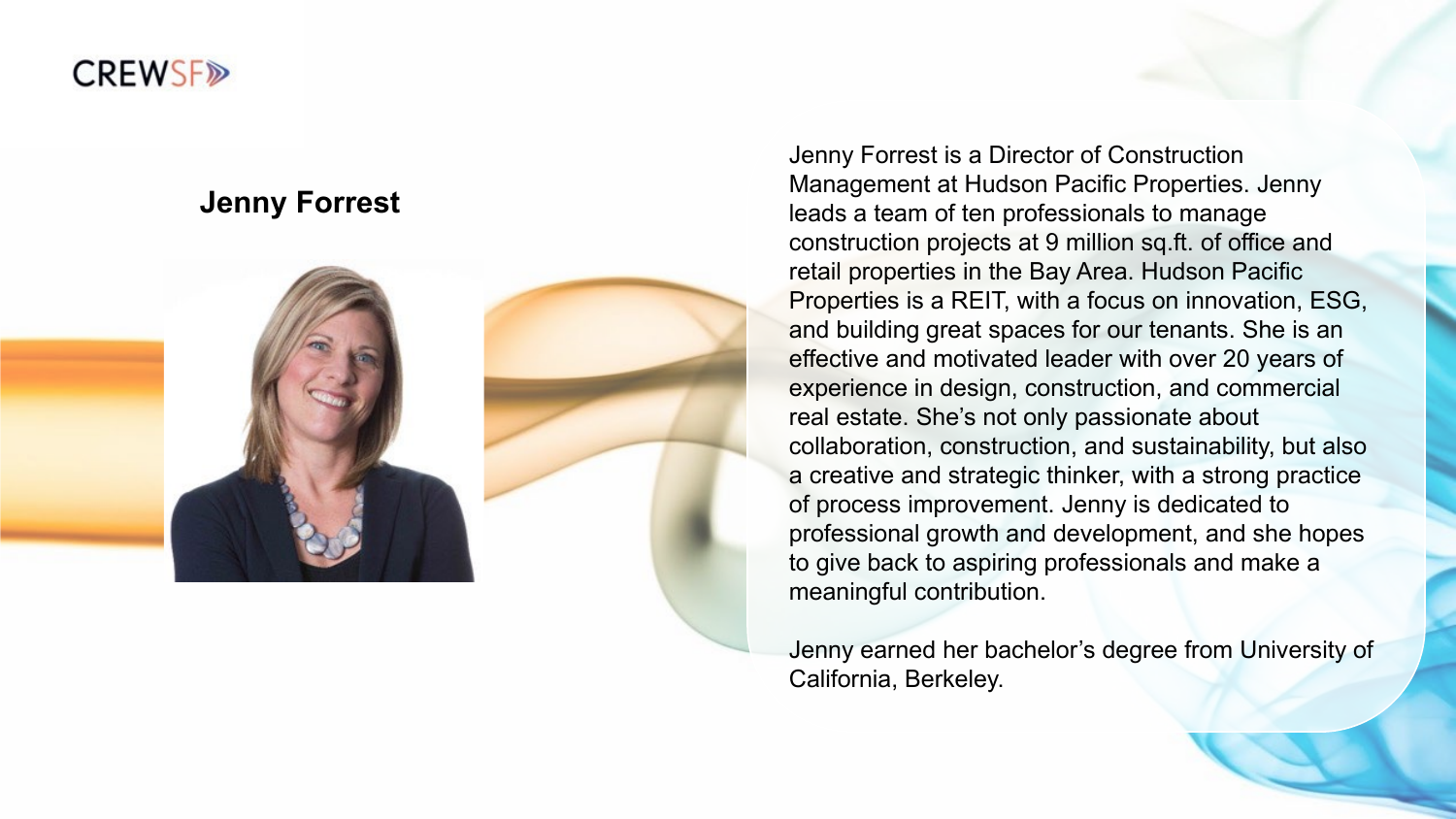## Jenny Forrest

Jenny Forrest is a Director of Construction Management at Hudson Pacific Properties. Jenny leads a team of ten professionals to manage construction projects at 9 million sq.ft. of office and retail properties in the Bay Area. Hudson Pacific Properties is a REIT, with a focus on innovation, ESG, and building great spaces for our tenants. She is an effective and motivated leader with over 20 years of experience in design, construction, and commercial real estate. She's not only passionate about collaboration, construction, and sustainability, but also a creative and strategic thinker, with a strong practice of process improvement. Jenny is dedicated to professional growth and development, and she hopes to give back to aspiring professionals and make a meaningful contribution.

Jenny earned her bachelor's degree from University of California, Berkeley.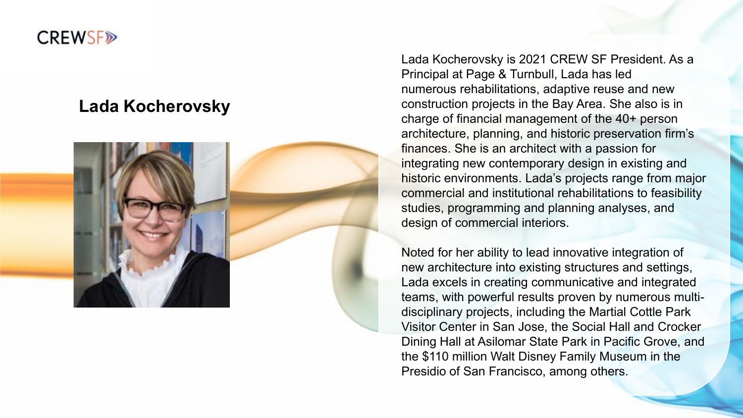CREWSF

## Lada Kocherovsky

Lada Kocherovsky is 2021 CREW SF President. As a Principal at Page & Turnbull, Lada has led numerous rehabilitations, adaptive reuse and new construction projects in the Bay Area. She also is in charge of financial management of the 40+ person architecture, planning, and historic preservation firm's finances. She is an architect with a passion for integrating new contemporary design in existing and historic environments. Lada's projects range from major commercial and institutional rehabilitations to feasibility studies, programming and planning analyses, and design of commercial interiors.

Noted for her ability to lead innovative integration of new architecture into existing structures and settings, Lada excels in creating communicative and integrated teams, with powerful results proven by numerous multi-disciplinary projects, including the Martial Cottle Park Visitor Center in San Jose, the Social Hall and Crocker Dining Hall at Asilomar State Park in Pacific Grove, and the $110 million Walt Disney Family Museum in the Presidio of San Francisco, among others.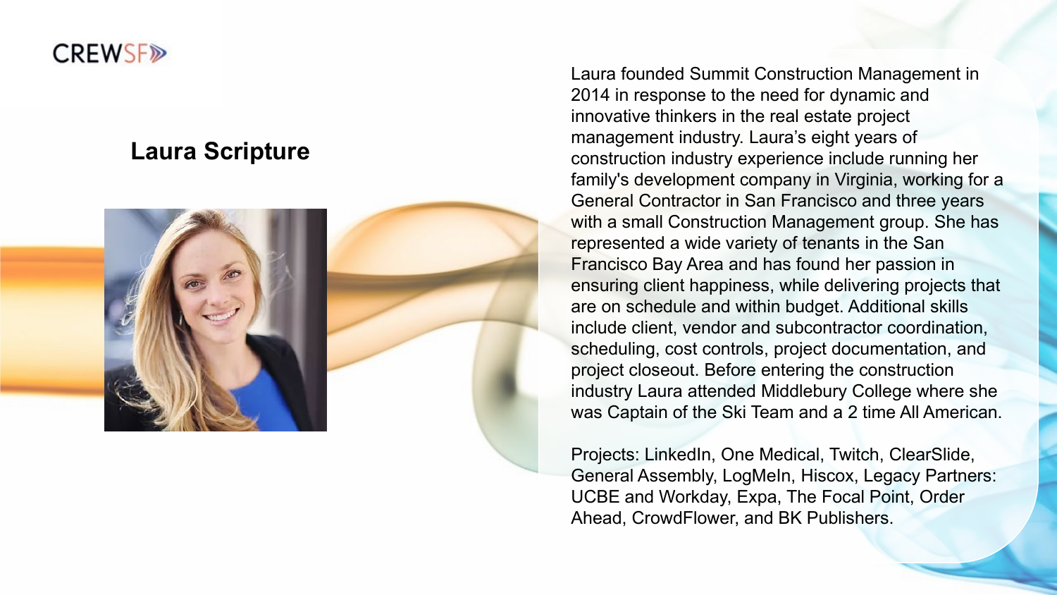CREWSF

## Laura Scripture

Laura founded Summit Construction Management in 2014 in response to the need for dynamic and innovative thinkers in the real estate project management industry. Laura's eight years of construction industry experience include running her family's development company in Virginia, working for a General Contractor in San Francisco and three years with a small Construction Management group. She has represented a wide variety of tenants in the San Francisco Bay Area and has found her passion in ensuring client happiness, while delivering projects that are on schedule and within budget. Additional skills include client, vendor and subcontractor coordination, scheduling, cost controls, project documentation, and project closeout. Before entering the construction industry Laura attended Middlebury College where she was Captain of the Ski Team and a 2 time All American.

Projects: LinkedIn, One Medical, Twitch, ClearSlide, General Assembly, LogMeIn, Hiscox, Legacy Partners: UCBE and Workday, Expa, The Focal Point, Order Ahead, CrowdFlower, and BK Publishers.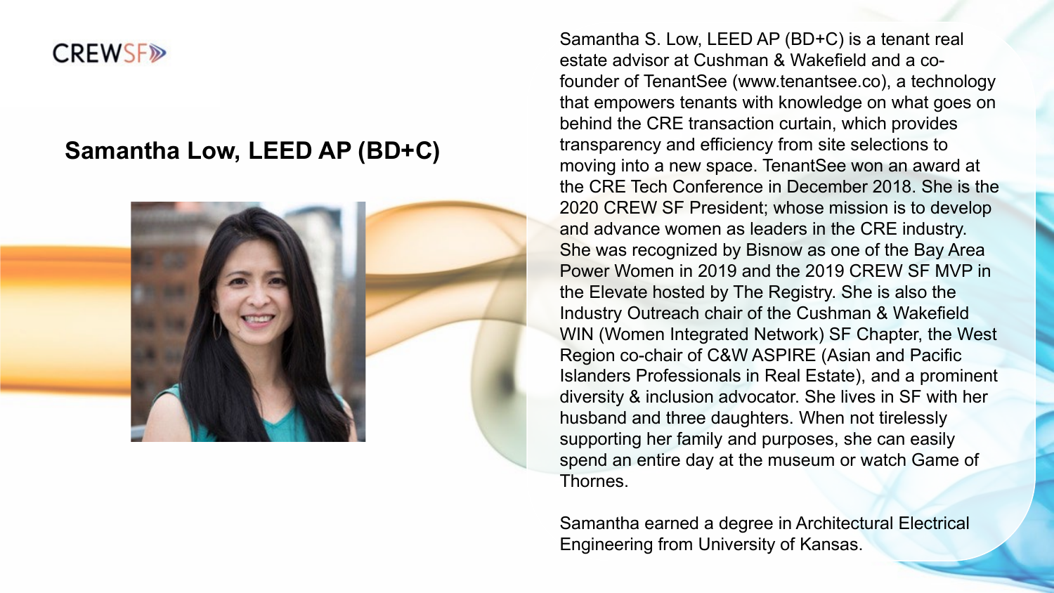CREWSF

## Samantha Low, LEED AP (BD+C)

Samantha S. Low, LEED AP (BD+C) is a tenant real estate advisor at Cushman & Wakefield and a co-founder of TenantSee (www.tenantsee.co), a technology that empowers tenants with knowledge on what goes on behind the CRE transaction curtain, which provides transparency and efficiency from site selections to moving into a new space. TenantSee won an award at the CRE Tech Conference in December 2018. She is the 2020 CREW SF President; whose mission is to develop and advance women as leaders in the CRE industry. She was recognized by Bisnow as one of the Bay Area Power Women in 2019 and the 2019 CREW SF MVP in the Elevate hosted by The Registry. She is also the Industry Outreach chair of the Cushman & Wakefield WIN (Women Integrated Network) SF Chapter, the West Region co-chair of C&W ASPIRE (Asian and Pacific Islanders Professionals in Real Estate), and a prominent diversity & inclusion advocator. She lives in SF with her husband and three daughters. When not tirelessly supporting her family and purposes, she can easily spend an entire day at the museum or watch Game of Thornes.

Samantha earned a degree in Architectural Electrical Engineering from University of Kansas.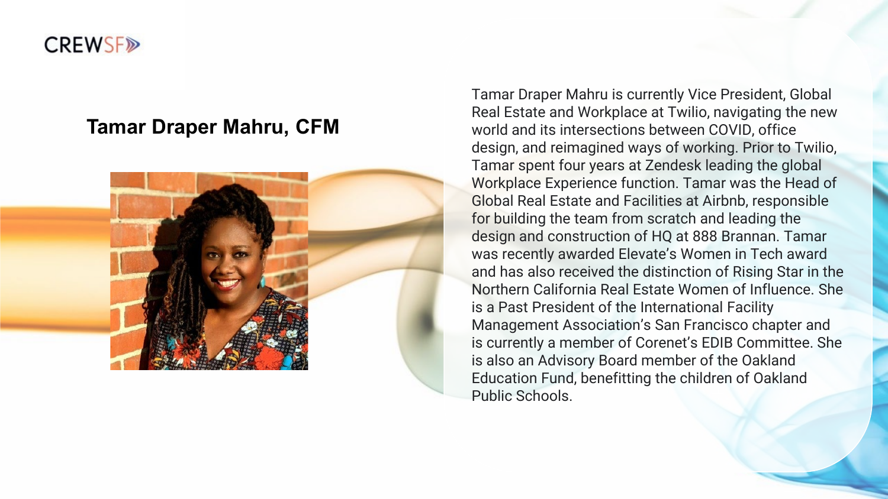CREWSF

## Tamar Draper Mahru, CFM

Tamar Draper Mahru is currently Vice President, Global Real Estate and Workplace at Twilio, navigating the new world and its intersections between COVID, office design, and reimagined ways of working. Prior to Twilio, Tamar spent four years at Zendesk leading the global Workplace Experience function. Tamar was the Head of Global Real Estate and Facilities at Airbnb, responsible for building the team from scratch and leading the design and construction of HQ at 888 Brannan. Tamar was recently awarded Elevate's Women in Tech award and has also received the distinction of Rising Star in the Northern California Real Estate Women of Influence. She is a Past President of the International Facility Management Association's San Francisco chapter and is currently a member of Corenet's EDIB Committee. She is also an Advisory Board member of the Oakland Education Fund, benefitting the children of Oakland Public Schools.